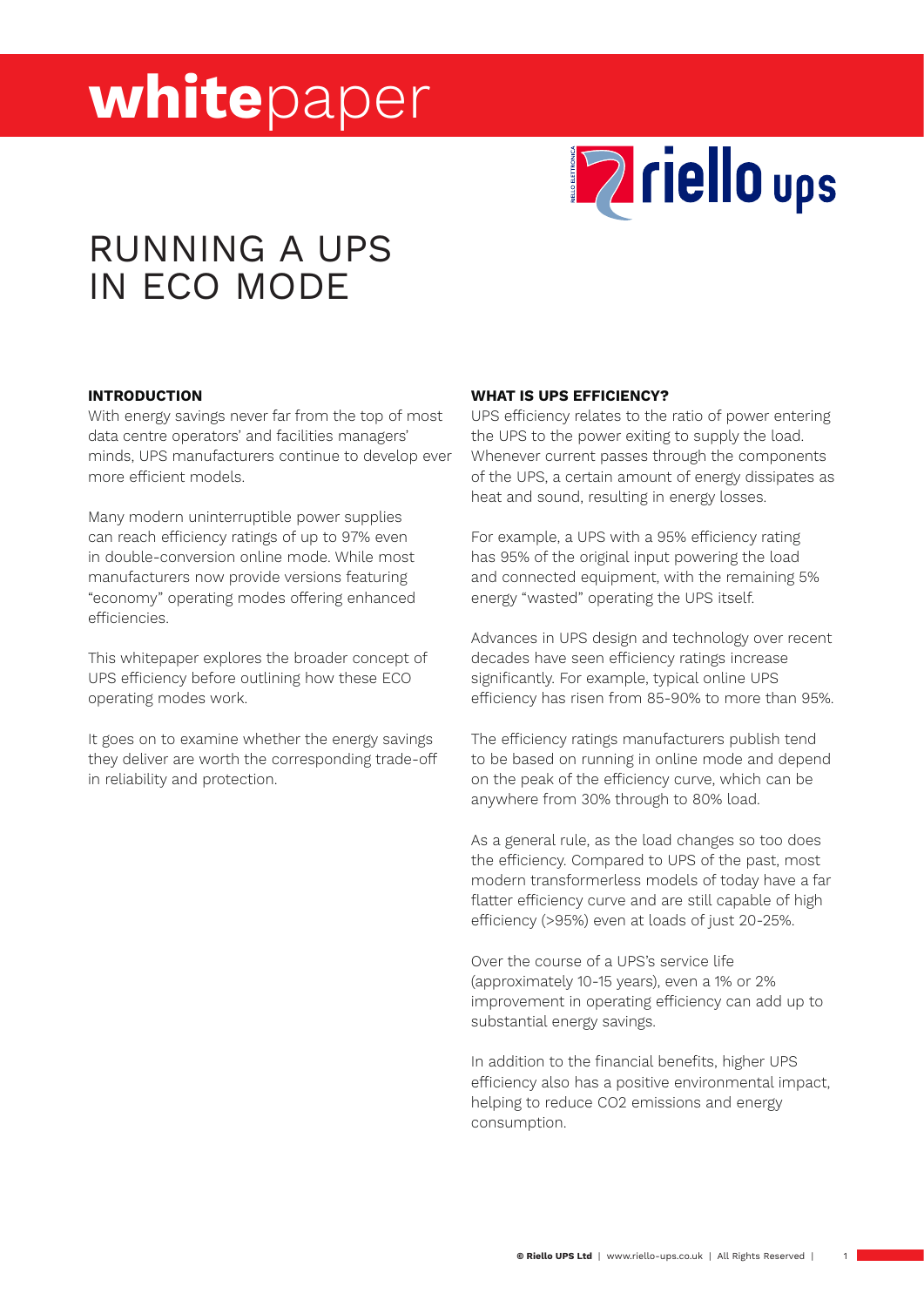# whitepaper

# RUNNING A UPS IN ECO MODE

## INTRODUCTION

With energy savings never far from the top of most data centre operators' and facilities managers' minds, UPS manufacturers continue to develop ever more efficient models.

Many modern uninterruptible power supplies can reach efficiency ratings of up to 97% even in double-conversion online mode. While most manufacturers now provide versions featuring "economy" operating modes offering enhanced efficiencies.

This whitepaper explores the broader concept of UPS efficiency before outlining how these ECO operating modes work.

It goes on to examine whether the energy savings they deliver are worth the corresponding trade-off in reliability and protection.

## WHAT IS UPS EFFICIENCY?

UPS efficiency relates to the ratio of power entering the UPS to the power exiting to supply the load. Whenever current passes through the components of the UPS, a certain amount of energy dissipates as heat and sound, resulting in energy losses.

For example, a UPS with a 95% efficiency rating has 95% of the original input powering the load and connected equipment, with the remaining 5% energy "wasted" operating the UPS itself.

Advances in UPS design and technology over recent decades have seen efficiency ratings increase significantly. For example, typical online UPS efficiency has risen from 85-90% to more than 95%.

The efficiency ratings manufacturers publish tend to be based on running in online mode and depend on the peak of the efficiency curve, which can be anywhere from 30% through to 80% load.

As a general rule, as the load changes so too does the efficiency. Compared to UPS of the past, most modern transformerless models of today have a far flatter efficiency curve and are still capable of high efficiency (>95%) even at loads of just 20-25%.

Over the course of a UPS's service life (approximately 10-15 years), even a 1% or 2% improvement in operating efficiency can add up to substantial energy savings.

In addition to the financial benefits, higher UPS efficiency also has a positive environmental impact, helping to reduce $CO_2$ emissions and energy consumption.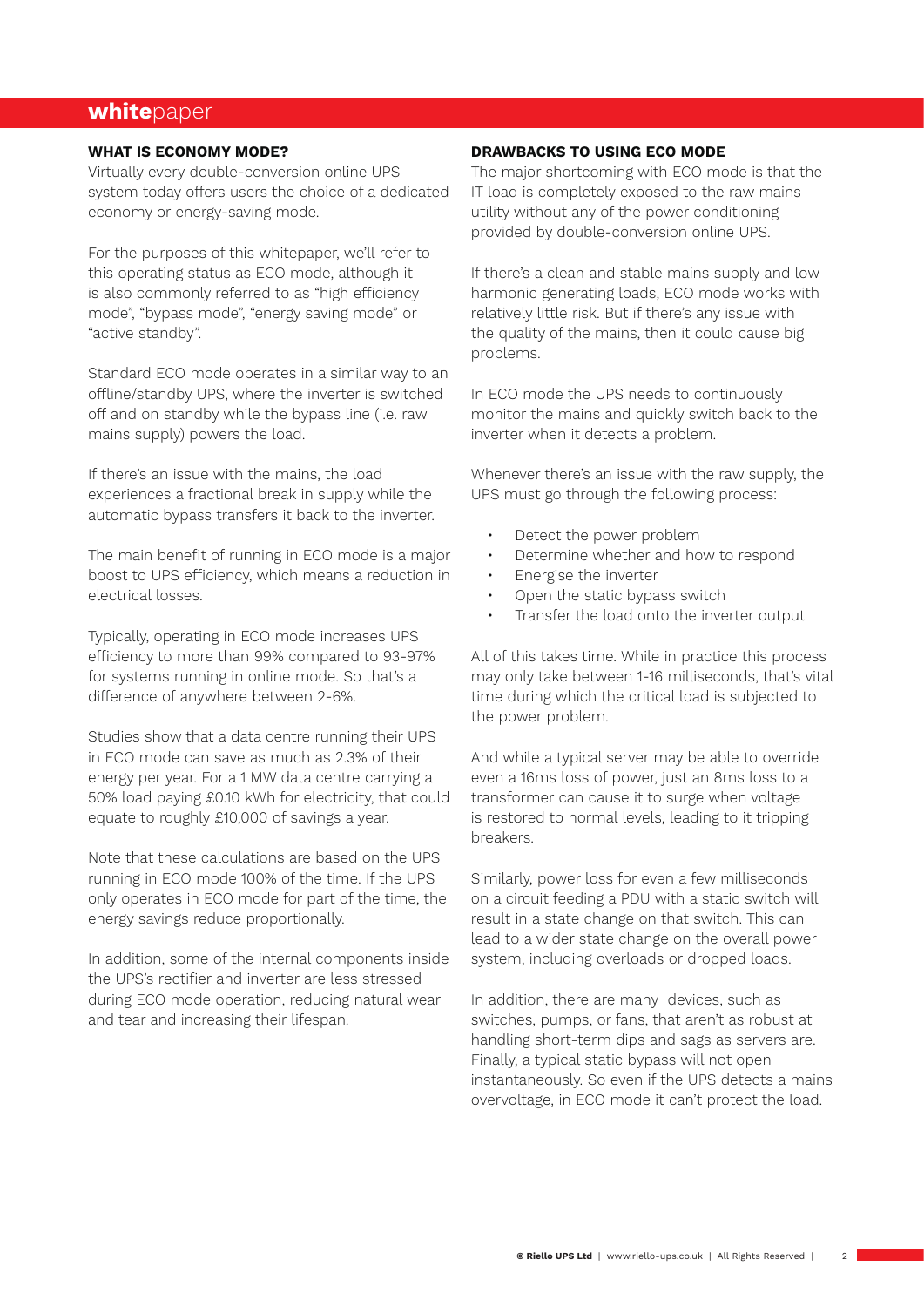## WHAT IS ECONOMY MODE?

Virtually every double-conversion online UPS system today offers users the choice of a dedicated economy or energy-saving mode.

For the purposes of this whitepaper, we'll refer to this operating status as ECO mode, although it is also commonly referred to as "high efficiency mode", "bypass mode", "energy saving mode" or "active standby".

Standard ECO mode operates in a similar way to an offline/standby UPS, where the inverter is switched off and on standby while the bypass line (i.e. raw mains supply) powers the load.

If there's an issue with the mains, the load experiences a fractional break in supply while the automatic bypass transfers it back to the inverter.

The main benefit of running in ECO mode is a major boost to UPS efficiency, which means a reduction in electrical losses.

Typically, operating in ECO mode increases UPS efficiency to more than 99% compared to 93-97% for systems running in online mode. So that's a difference of anywhere between 2-6%.

Studies show that a data centre running their UPS in ECO mode can save as much as 2.3% of their energy per year. For a 1 MW data centre carrying a 50% load paying £0.10 kWh for electricity, that could equate to roughly £10,000 of savings a year.

Note that these calculations are based on the UPS running in ECO mode 100% of the time. If the UPS only operates in ECO mode for part of the time, the energy savings reduce proportionally.

In addition, some of the internal components inside the UPS's rectifier and inverter are less stressed during ECO mode operation, reducing natural wear and tear and increasing their lifespan.

## DRAWBACKS TO USING ECO MODE

The major shortcoming with ECO mode is that the IT load is completely exposed to the raw mains utility without any of the power conditioning provided by double-conversion online UPS.

If there's a clean and stable mains supply and low harmonic generating loads, ECO mode works with relatively little risk. But if there's any issue with the quality of the mains, then it could cause big problems.

In ECO mode the UPS needs to continuously monitor the mains and quickly switch back to the inverter when it detects a problem.

Whenever there's an issue with the raw supply, the UPS must go through the following process:

- Detect the power problem
- Determine whether and how to respond
- Energise the inverter
- Open the static bypass switch
- Transfer the load onto the inverter output

All of this takes time. While in practice this process may only take between 1-16 milliseconds, that's vital time during which the critical load is subjected to the power problem.

And while a typical server may be able to override even a 16ms loss of power, just an 8ms loss to a transformer can cause it to surge when voltage is restored to normal levels, leading to it tripping breakers.

Similarly, power loss for even a few milliseconds on a circuit feeding a PDU with a static switch will result in a state change on that switch. This can lead to a wider state change on the overall power system, including overloads or dropped loads.

In addition, there are many devices, such as switches, pumps, or fans, that aren't as robust at handling short-term dips and sags as servers are. Finally, a typical static bypass will not open instantaneously. So even if the UPS detects a mains overvoltage, in ECO mode it can't protect the load.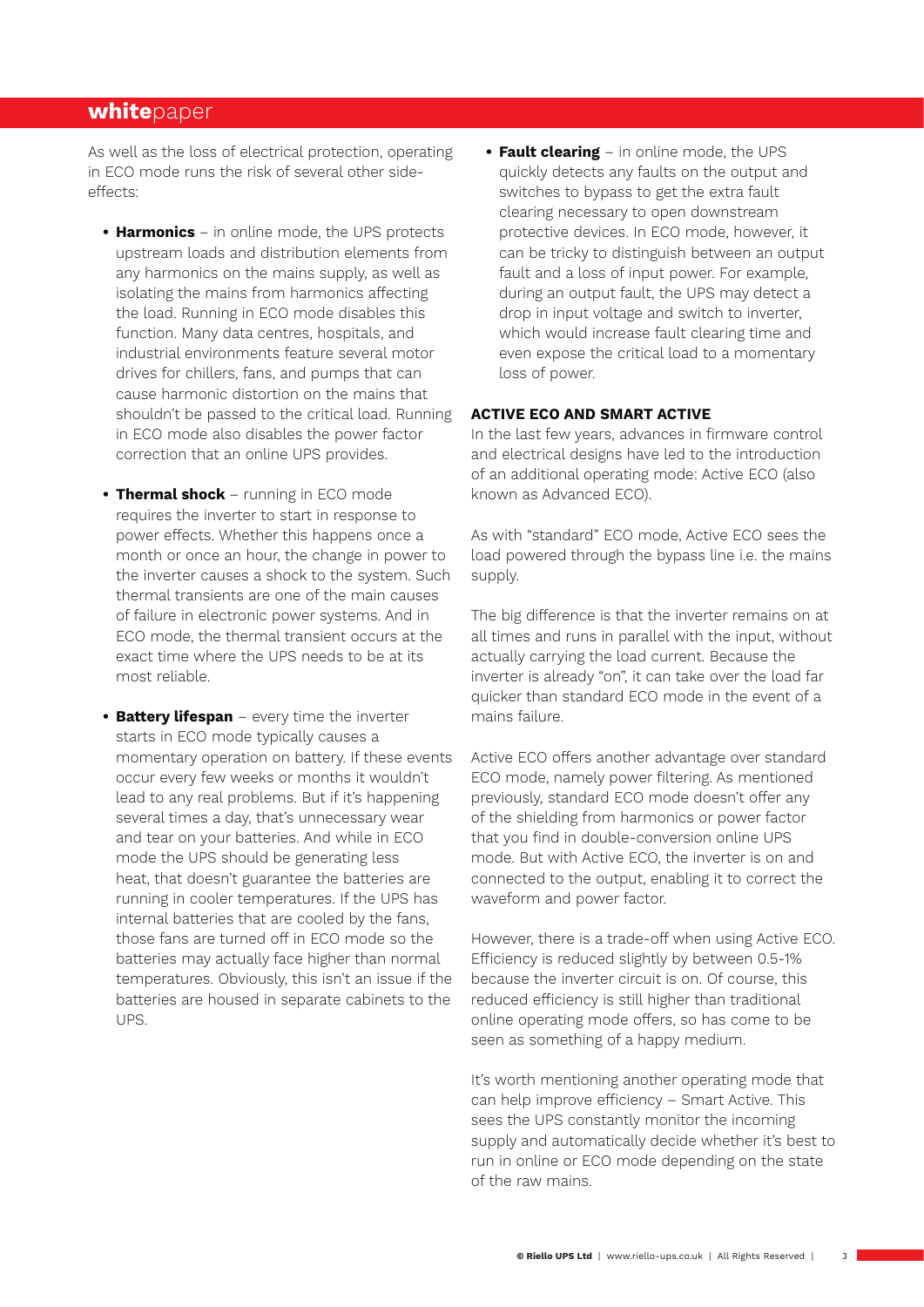As well as the loss of electrical protection, operating in ECO mode runs the risk of several other side-effects:

- **Harmonics** – in online mode, the UPS protects upstream loads and distribution elements from any harmonics on the mains supply, as well as isolating the mains from harmonics affecting the load. Running in ECO mode disables this function. Many data centres, hospitals, and industrial environments feature several motor drives for chillers, fans, and pumps that can cause harmonic distortion on the mains that shouldn't be passed to the critical load. Running in ECO mode also disables the power factor correction that an online UPS provides.

- **Thermal shock** – running in ECO mode requires the inverter to start in response to power effects. Whether this happens once a month or once an hour, the change in power to the inverter causes a shock to the system. Such thermal transients are one of the main causes of failure in electronic power systems. And in ECO mode, the thermal transient occurs at the exact time where the UPS needs to be at its most reliable.

- **Battery lifespan** – every time the inverter starts in ECO mode typically causes a momentary operation on battery. If these events occur every few weeks or months it wouldn't lead to any real problems. But if it's happening several times a day, that's unnecessary wear and tear on your batteries. And while in ECO mode the UPS should be generating less heat, that doesn't guarantee the batteries are running in cooler temperatures. If the UPS has internal batteries that are cooled by the fans, those fans are turned off in ECO mode so the batteries may actually face higher than normal temperatures. Obviously, this isn't an issue if the batteries are housed in separate cabinets to the UPS.

- **Fault clearing** – in online mode, the UPS quickly detects any faults on the output and switches to bypass to get the extra fault clearing necessary to open downstream protective devices. In ECO mode, however, it can be tricky to distinguish between an output fault and a loss of input power. For example, during an output fault, the UPS may detect a drop in input voltage and switch to inverter, which would increase fault clearing time and even expose the critical load to a momentary loss of power.

## ACTIVE ECO AND SMART ACTIVE

In the last few years, advances in firmware control and electrical designs have led to the introduction of an additional operating mode: Active ECO (also known as Advanced ECO).

As with "standard" ECO mode, Active ECO sees the load powered through the bypass line i.e. the mains supply.

The big difference is that the inverter remains on at all times and runs in parallel with the input, without actually carrying the load current. Because the inverter is already "on", it can take over the load far quicker than standard ECO mode in the event of a mains failure.

Active ECO offers another advantage over standard ECO mode, namely power filtering. As mentioned previously, standard ECO mode doesn't offer any of the shielding from harmonics or power factor that you find in double-conversion online UPS mode. But with Active ECO, the inverter is on and connected to the output, enabling it to correct the waveform and power factor.

However, there is a trade-off when using Active ECO. Efficiency is reduced slightly by between 0.5-1% because the inverter circuit is on. Of course, this reduced efficiency is still higher than traditional online operating mode offers, so has come to be seen as something of a happy medium.

It's worth mentioning another operating mode that can help improve efficiency – Smart Active. This sees the UPS constantly monitor the incoming supply and automatically decide whether it's best to run in online or ECO mode depending on the state of the raw mains.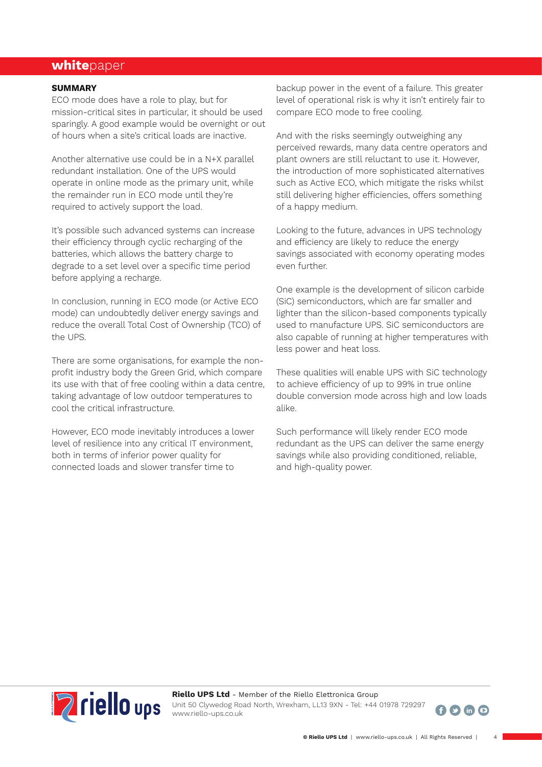## SUMMARY

ECO mode does have a role to play, but for mission-critical sites in particular, it should be used sparingly. A good example would be overnight or out of hours when a site's critical loads are inactive.

Another alternative use could be in a N+X parallel redundant installation. One of the UPS would operate in online mode as the primary unit, while the remainder run in ECO mode until they're required to actively support the load.

It's possible such advanced systems can increase their efficiency through cyclic recharging of the batteries, which allows the battery charge to degrade to a set level over a specific time period before applying a recharge.

In conclusion, running in ECO mode (or Active ECO mode) can undoubtedly deliver energy savings and reduce the overall Total Cost of Ownership (TCO) of the UPS.

There are some organisations, for example the non-profit industry body the Green Grid, which compare its use with that of free cooling within a data centre, taking advantage of low outdoor temperatures to cool the critical infrastructure.

However, ECO mode inevitably introduces a lower level of resilience into any critical IT environment, both in terms of inferior power quality for connected loads and slower transfer time to backup power in the event of a failure. This greater level of operational risk is why it isn't entirely fair to compare ECO mode to free cooling.

And with the risks seemingly outweighing any perceived rewards, many data centre operators and plant owners are still reluctant to use it. However, the introduction of more sophisticated alternatives such as Active ECO, which mitigate the risks whilst still delivering higher efficiencies, offers something of a happy medium.

Looking to the future, advances in UPS technology and efficiency are likely to reduce the energy savings associated with economy operating modes even further.

One example is the development of silicon carbide (SiC) semiconductors, which are far smaller and lighter than the silicon-based components typically used to manufacture UPS. SiC semiconductors are also capable of running at higher temperatures with less power and heat loss.

These qualities will enable UPS with SiC technology to achieve efficiency of up to 99% in true online double conversion mode across high and low loads alike.

Such performance will likely render ECO mode redundant as the UPS can deliver the same energy savings while also providing conditioned, reliable, and high-quality power.

**Riello UPS Ltd** - Member of the Riello Elettronica Group
Unit 50 Clywedog Road North, Wrexham, LL13 9XN - Tel: +44 01978 729297
www.riello-ups.co.uk